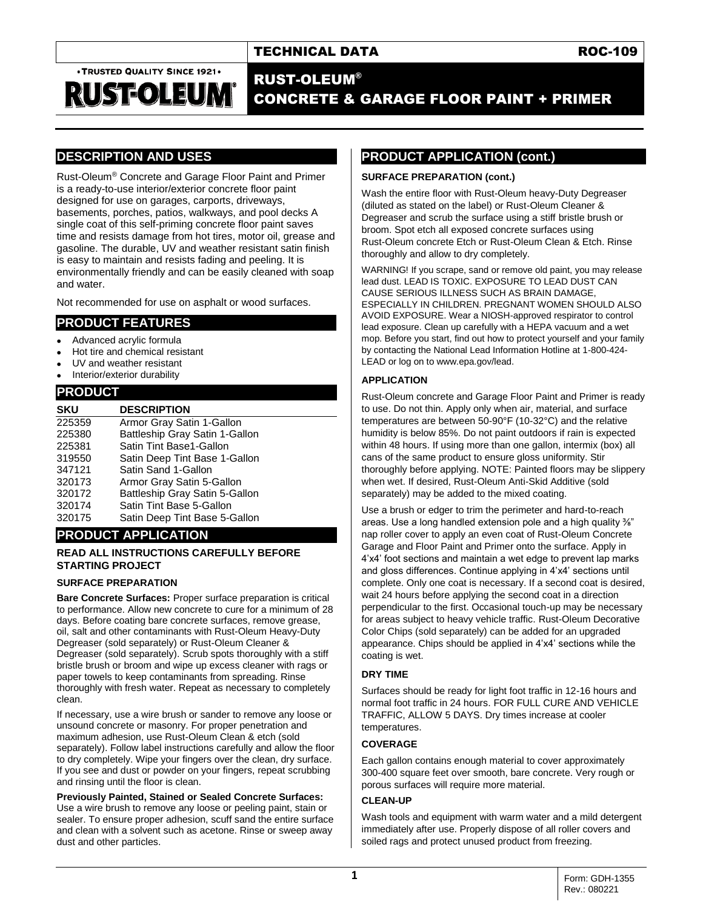TECHNICAL DATA ROC-109

•TRUSTED QUALITY SINCE 1921•

RUST-OLEUM

# RUST-OLEUM® CONCRETE & GARAGE FLOOR PAINT + PRIMER

## DESCRIPTION AND USES

Rust-Oleum® Concrete and Garage Floor Paint and Primer is a ready-to-use interior/exterior concrete floor paint designed for use on garages, carports, driveways, basements, porches, patios, walkways, and pool decks A single coat of this self-priming concrete floor paint saves time and resists damage from hot tires, motor oil, grease and gasoline. The durable, UV and weather resistant satin finish is easy to maintain and resists fading and peeling. It is environmentally friendly and can be easily cleaned with soap and water.

Not recommended for use on asphalt or wood surfaces.

## PRODUCT FEATURES

- Advanced acrylic formula
- Hot tire and chemical resistant
- UV and weather resistant
- Interior/exterior durability

## PRODUCT

| SKU | DESCRIPTION |
|---|---|
| 225359 | Armor Gray Satin 1-Gallon |
| 225380 | Battleship Gray Satin 1-Gallon |
| 225381 | Satin Tint Base1-Gallon |
| 319550 | Satin Deep Tint Base 1-Gallon |
| 347121 | Satin Sand 1-Gallon |
| 320173 | Armor Gray Satin 5-Gallon |
| 320172 | Battleship Gray Satin 5-Gallon |
| 320174 | Satin Tint Base 5-Gallon |
| 320175 | Satin Deep Tint Base 5-Gallon |

## PRODUCT APPLICATION

**READ ALL INSTRUCTIONS CAREFULLY BEFORE STARTING PROJECT**

### SURFACE PREPARATION

**Bare Concrete Surfaces:** Proper surface preparation is critical to performance. Allow new concrete to cure for a minimum of 28 days. Before coating bare concrete surfaces, remove grease, oil, salt and other contaminants with Rust-Oleum Heavy-Duty Degreaser (sold separately) or Rust-Oleum Cleaner & Degreaser (sold separately). Scrub spots thoroughly with a stiff bristle brush or broom and wipe up excess cleaner with rags or paper towels to keep contaminants from spreading. Rinse thoroughly with fresh water. Repeat as necessary to completely clean.

If necessary, use a wire brush or sander to remove any loose or unsound concrete or masonry. For proper penetration and maximum adhesion, use Rust-Oleum Clean & etch (sold separately). Follow label instructions carefully and allow the floor to dry completely. Wipe your fingers over the clean, dry surface. If you see and dust or powder on your fingers, repeat scrubbing and rinsing until the floor is clean.

**Previously Painted, Stained or Sealed Concrete Surfaces:** Use a wire brush to remove any loose or peeling paint, stain or sealer. To ensure proper adhesion, scuff sand the entire surface and clean with a solvent such as acetone. Rinse or sweep away dust and other particles.

## PRODUCT APPLICATION (cont.)

### SURFACE PREPARATION (cont.)

Wash the entire floor with Rust-Oleum heavy-Duty Degreaser (diluted as stated on the label) or Rust-Oleum Cleaner & Degreaser and scrub the surface using a stiff bristle brush or broom. Spot etch all exposed concrete surfaces using Rust-Oleum concrete Etch or Rust-Oleum Clean & Etch. Rinse thoroughly and allow to dry completely.

WARNING! If you scrape, sand or remove old paint, you may release lead dust. LEAD IS TOXIC. EXPOSURE TO LEAD DUST CAN CAUSE SERIOUS ILLNESS SUCH AS BRAIN DAMAGE, ESPECIALLY IN CHILDREN. PREGNANT WOMEN SHOULD ALSO AVOID EXPOSURE. Wear a NIOSH-approved respirator to control lead exposure. Clean up carefully with a HEPA vacuum and a wet mop. Before you start, find out how to protect yourself and your family by contacting the National Lead Information Hotline at 1-800-424-LEAD or log on to www.epa.gov/lead.

### APPLICATION

Rust-Oleum concrete and Garage Floor Paint and Primer is ready to use. Do not thin. Apply only when air, material, and surface temperatures are between 50-90°F (10-32°C) and the relative humidity is below 85%. Do not paint outdoors if rain is expected within 48 hours. If using more than one gallon, intermix (box) all cans of the same product to ensure gloss uniformity. Stir thoroughly before applying. NOTE: Painted floors may be slippery when wet. If desired, Rust-Oleum Anti-Skid Additive (sold separately) may be added to the mixed coating.

Use a brush or edger to trim the perimeter and hard-to-reach areas. Use a long handled extension pole and a high quality ⅜" nap roller cover to apply an even coat of Rust-Oleum Concrete Garage and Floor Paint and Primer onto the surface. Apply in 4'x4' foot sections and maintain a wet edge to prevent lap marks and gloss differences. Continue applying in 4'x4' sections until complete. Only one coat is necessary. If a second coat is desired, wait 24 hours before applying the second coat in a direction perpendicular to the first. Occasional touch-up may be necessary for areas subject to heavy vehicle traffic. Rust-Oleum Decorative Color Chips (sold separately) can be added for an upgraded appearance. Chips should be applied in 4'x4' sections while the coating is wet.

### DRY TIME

Surfaces should be ready for light foot traffic in 12-16 hours and normal foot traffic in 24 hours. FOR FULL CURE AND VEHICLE TRAFFIC, ALLOW 5 DAYS. Dry times increase at cooler temperatures.

### COVERAGE

Each gallon contains enough material to cover approximately 300-400 square feet over smooth, bare concrete. Very rough or porous surfaces will require more material.

### CLEAN-UP

Wash tools and equipment with warm water and a mild detergent immediately after use. Properly dispose of all roller covers and soiled rags and protect unused product from freezing.

Form: GDH-1355
Rev.: 080221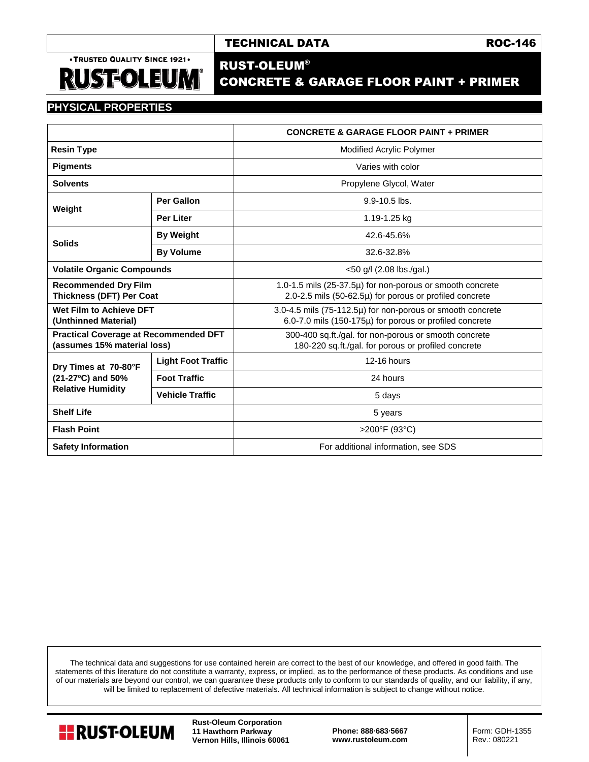# TECHNICAL DATA ROC-146

## RUST-OLEUM® CONCRETE & GARAGE FLOOR PAINT + PRIMER

## PHYSICAL PROPERTIES

| | | CONCRETE & GARAGE FLOOR PAINT + PRIMER |
|---|---|---|
| **Resin Type** | | Modified Acrylic Polymer |
| **Pigments** | | Varies with color |
| **Solvents** | | Propylene Glycol, Water |
| **Weight** | **Per Gallon** | 9.9-10.5 lbs. |
| | **Per Liter** | 1.19-1.25 kg |
| **Solids** | **By Weight** | 42.6-45.6% |
| | **By Volume** | 32.6-32.8% |
| **Volatile Organic Compounds** | | <50 g/l (2.08 lbs./gal.) |
| **Recommended Dry Film Thickness (DFT) Per Coat** | | 1.0-1.5 mils (25-37.5µ) for non-porous or smooth concrete<br>2.0-2.5 mils (50-62.5µ) for porous or profiled concrete |
| **Wet Film to Achieve DFT (Unthinned Material)** | | 3.0-4.5 mils (75-112.5µ) for non-porous or smooth concrete<br>6.0-7.0 mils (150-175µ) for porous or profiled concrete |
| **Practical Coverage at Recommended DFT (assumes 15% material loss)** | | 300-400 sq.ft./gal. for non-porous or smooth concrete<br>180-220 sq.ft./gal. for porous or profiled concrete |
| **Dry Times at 70-80°F (21-27ºC) and 50% Relative Humidity** | **Light Foot Traffic** | 12-16 hours |
| | **Foot Traffic** | 24 hours |
| | **Vehicle Traffic** | 5 days |
| **Shelf Life** | | 5 years |
| **Flash Point** | | >200°F (93°C) |
| **Safety Information** | | For additional information, see SDS |

The technical data and suggestions for use contained herein are correct to the best of our knowledge, and offered in good faith. The statements of this literature do not constitute a warranty, express, or implied, as to the performance of these products. As conditions and use of our materials are beyond our control, we can guarantee these products only to conform to our standards of quality, and our liability, if any, will be limited to replacement of defective materials. All technical information is subject to change without notice.

**Rust-Oleum Corporation**
**11 Hawthorn Parkway**
**Vernon Hills, Illinois 60061**

**Phone: 888·683·5667**
**www.rustoleum.com**

Form: GDH-1355
Rev.: 080221